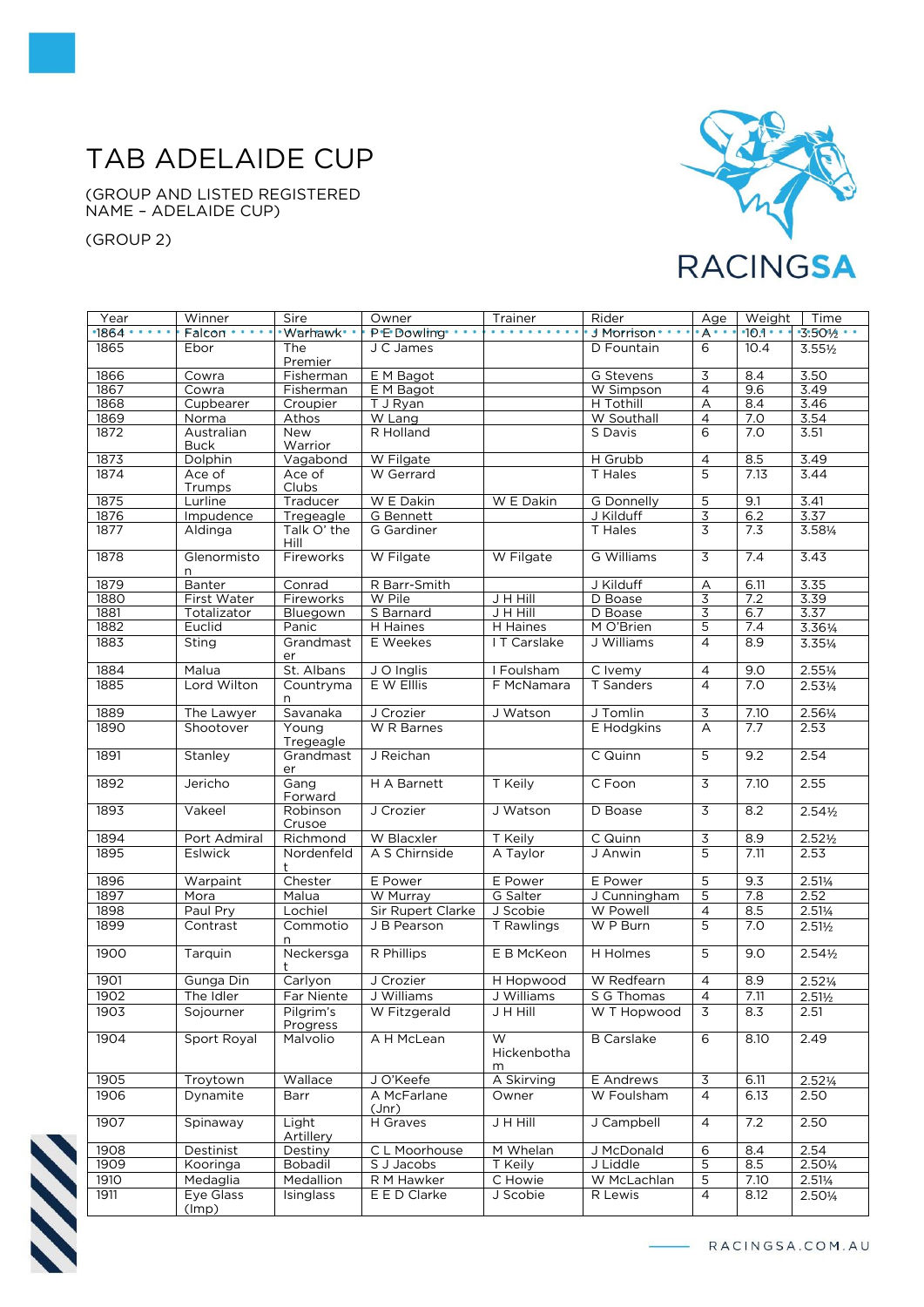# TAB ADELAIDE CUP

(GROUP AND LISTED REGISTERED NAME – ADELAIDE CUP)

(GROUP 2)

| Year | Winner | Sire | Owner | Trainer | Rider | Age | Weight | Time |
|---|---|---|---|---|---|---|---|---|
| 1864 | Falcon | Warhawk | P E Dowling | | J Morrison | A | 10.1 | 3.50½ |
| 1865 | Ebor | The Premier | J C James | | D Fountain | 6 | 10.4 | 3.55½ |
| 1866 | Cowra | Fisherman | E M Bagot | | G Stevens | 3 | 8.4 | 3.50 |
| 1867 | Cowra | Fisherman | E M Bagot | | W Simpson | 4 | 9.6 | 3.49 |
| 1868 | Cupbearer | Croupier | T J Ryan | | H Tothill | A | 8.4 | 3.46 |
| 1869 | Norma | Athos | W Lang | | W Southall | 4 | 7.0 | 3.54 |
| 1872 | Australian Buck | New Warrior | R Holland | | S Davis | 6 | 7.0 | 3.51 |
| 1873 | Dolphin | Vagabond | W Filgate | | H Grubb | 4 | 8.5 | 3.49 |
| 1874 | Ace of Trumps | Ace of Clubs | W Gerrard | | T Hales | 5 | 7.13 | 3.44 |
| 1875 | Lurline | Traducer | W E Dakin | W E Dakin | G Donnelly | 5 | 9.1 | 3.41 |
| 1876 | Impudence | Tregeagle | G Bennett | | J Kilduff | 3 | 6.2 | 3.37 |
| 1877 | Aldinga | Talk O' the Hill | G Gardiner | | T Hales | 3 | 7.3 | 3.58¼ |
| 1878 | Glenormiston | Fireworks | W Filgate | W Filgate | G Williams | 3 | 7.4 | 3.43 |
| 1879 | Banter | Conrad | R Barr-Smith | | J Kilduff | A | 6.11 | 3.35 |
| 1880 | First Water | Fireworks | W Pile | J H Hill | D Boase | 3 | 7.2 | 3.39 |
| 1881 | Totalizator | Bluegown | S Barnard | J H Hill | D Boase | 3 | 6.7 | 3.37 |
| 1882 | Euclid | Panic | H Haines | H Haines | M O'Brien | 5 | 7.4 | 3.36¼ |
| 1883 | Sting | Grandmaster | E Weekes | I T Carslake | J Williams | 4 | 8.9 | 3.35¼ |
| 1884 | Malua | St. Albans | J O Inglis | I Foulsham | C Ivemy | 4 | 9.0 | 2.55¼ |
| 1885 | Lord Wilton | Countryman | E W Elllis | F McNamara | T Sanders | 4 | 7.0 | 2.53¼ |
| 1889 | The Lawyer | Savanaka | J Crozier | J Watson | J Tomlin | 3 | 7.10 | 2.56¼ |
| 1890 | Shootover | Young Tregeagle | W R Barnes | | E Hodgkins | A | 7.7 | 2.53 |
| 1891 | Stanley | Grandmaster | J Reichan | | C Quinn | 5 | 9.2 | 2.54 |
| 1892 | Jericho | Gang Forward | H A Barnett | T Keily | C Foon | 3 | 7.10 | 2.55 |
| 1893 | Vakeel | Robinson Crusoe | J Crozier | J Watson | D Boase | 3 | 8.2 | 2.54½ |
| 1894 | Port Admiral | Richmond | W Blacxler | T Keily | C Quinn | 3 | 8.9 | 2.52½ |
| 1895 | Eslwick | Nordenfeldt | A S Chirnside | A Taylor | J Anwin | 5 | 7.11 | 2.53 |
| 1896 | Warpaint | Chester | E Power | E Power | E Power | 5 | 9.3 | 2.51¼ |
| 1897 | Mora | Malua | W Murray | G Salter | J Cunningham | 5 | 7.8 | 2.52 |
| 1898 | Paul Pry | Lochiel | Sir Rupert Clarke | J Scobie | W Powell | 4 | 8.5 | 2.51¼ |
| 1899 | Contrast | Commotion | J B Pearson | T Rawlings | W P Burn | 5 | 7.0 | 2.51½ |
| 1900 | Tarquin | Neckersgat | R Phillips | E B McKeon | H Holmes | 5 | 9.0 | 2.54½ |
| 1901 | Gunga Din | Carlyon | J Crozier | H Hopwood | W Redfearn | 4 | 8.9 | 2.52¼ |
| 1902 | The Idler | Far Niente | J Williams | J Williams | S G Thomas | 4 | 7.11 | 2.51½ |
| 1903 | Sojourner | Pilgrim's Progress | W Fitzgerald | J H Hill | W T Hopwood | 3 | 8.3 | 2.51 |
| 1904 | Sport Royal | Malvolio | A H McLean | W Hickenbotham | B Carslake | 6 | 8.10 | 2.49 |
| 1905 | Troytown | Wallace | J O'Keefe | A Skirving | E Andrews | 3 | 6.11 | 2.52¼ |
| 1906 | Dynamite | Barr | A McFarlane (Jnr) | Owner | W Foulsham | 4 | 6.13 | 2.50 |
| 1907 | Spinaway | Light Artillery | H Graves | J H Hill | J Campbell | 4 | 7.2 | 2.50 |
| 1908 | Destinist | Destiny | C L Moorhouse | M Whelan | J McDonald | 6 | 8.4 | 2.54 |
| 1909 | Kooringa | Bobadil | S J Jacobs | T Keily | J Liddle | 5 | 8.5 | 2.50¼ |
| 1910 | Medaglia | Medallion | R M Hawker | C Howie | W McLachlan | 5 | 7.10 | 2.51¼ |
| 1911 | Eye Glass (Imp) | Isinglass | E E D Clarke | J Scobie | R Lewis | 4 | 8.12 | 2.50¼ |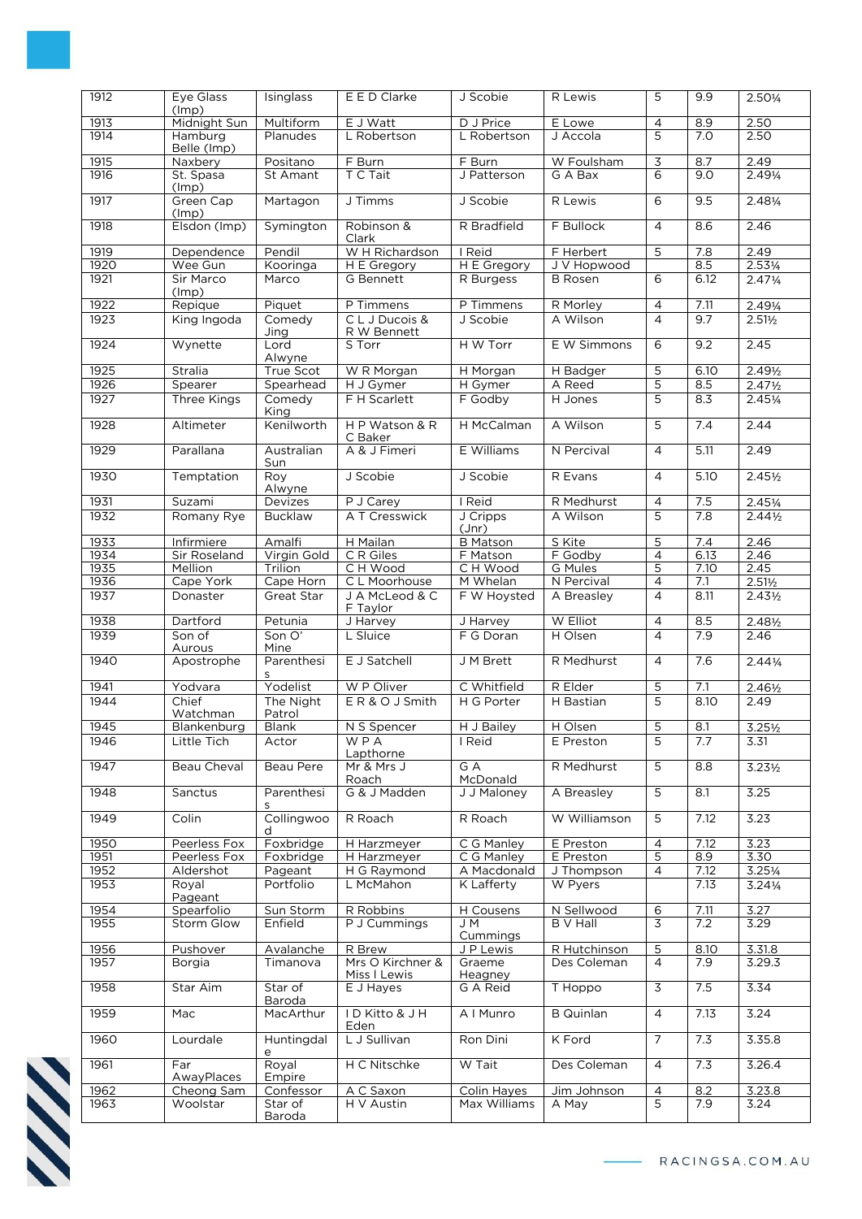| 1912 | Eye Glass (Imp) | Isinglass | E E D Clarke | J Scobie | R Lewis | 5 | 9.9 | 2.50¼ |
|---|---|---|---|---|---|---|---|---|
| 1913 | Midnight Sun | Multiform | E J Watt | D J Price | E Lowe | 4 | 8.9 | 2.50 |
| 1914 | Hamburg Belle (Imp) | Planudes | L Robertson | L Robertson | J Accola | 5 | 7.0 | 2.50 |
| 1915 | Naxbery | Positano | F Burn | F Burn | W Foulsham | 3 | 8.7 | 2.49 |
| 1916 | St. Spasa (Imp) | St Amant | T C Tait | J Patterson | G A Bax | 6 | 9.0 | 2.49¼ |
| 1917 | Green Cap (Imp) | Martagon | J Timms | J Scobie | R Lewis | 6 | 9.5 | 2.48¼ |
| 1918 | Elsdon (Imp) | Symington | Robinson & Clark | R Bradfield | F Bullock | 4 | 8.6 | 2.46 |
| 1919 | Dependence | Pendil | W H Richardson | I Reid | F Herbert | 5 | 7.8 | 2.49 |
| 1920 | Wee Gun | Kooringa | H E Gregory | H E Gregory | J V Hopwood | | 8.5 | 2.53¼ |
| 1921 | Sir Marco (Imp) | Marco | G Bennett | R Burgess | B Rosen | 6 | 6.12 | 2.47¼ |
| 1922 | Repique | Piquet | P Timmens | P Timmens | R Morley | 4 | 7.11 | 2.49¼ |
| 1923 | King Ingoda | Comedy Jing | C L J Ducois & R W Bennett | J Scobie | A Wilson | 4 | 9.7 | 2.51½ |
| 1924 | Wynette | Lord Alwyne | S Torr | H W Torr | E W Simmons | 6 | 9.2 | 2.45 |
| 1925 | Stralia | True Scot | W R Morgan | H Morgan | H Badger | 5 | 6.10 | 2.49½ |
| 1926 | Spearer | Speargead | H J Gymer | H Gymer | A Reed | 5 | 8.5 | 2.47½ |
| 1927 | Three Kings | Comedy King | F H Scarlett | F Godby | H Jones | 5 | 8.3 | 2.45¼ |
| 1928 | Altimeter | Kenilworth | H P Watson & R C Baker | H McCalman | A Wilson | 5 | 7.4 | 2.44 |
| 1929 | Parallana | Australian Sun | A & J Fimeri | E Williams | N Percival | 4 | 5.11 | 2.49 |
| 1930 | Temptation | Roy Alwyne | J Scobie | J Scobie | R Evans | 4 | 5.10 | 2.45½ |
| 1931 | Suzami | Devizes | P J Carey | I Reid | R Medhurst | 4 | 7.5 | 2.45¼ |
| 1932 | Romany Rye | Bucklaw | A T Cresswick | J Cripps (Jnr) | A Wilson | 5 | 7.8 | 2.44½ |
| 1933 | Infirmiere | Amalfi | H Mailan | B Matson | S Kite | 5 | 7.4 | 2.46 |
| 1934 | Sir Roseland | Virgin Gold | C R Giles | F Matson | F Godby | 4 | 6.13 | 2.46 |
| 1935 | Mellion | Trilion | C H Wood | C H Wood | G Mules | 5 | 7.10 | 2.45 |
| 1936 | Cape York | Cape Horn | C L Moorhouse | M Whelan | N Percival | 4 | 7.1 | 2.51½ |
| 1937 | Donaster | Great Star | J A McLeod & C F Taylor | F W Hoysted | A Breasley | 4 | 8.11 | 2.43½ |
| 1938 | Dartford | Petunia | J Harvey | J Harvey | W Elliot | 4 | 8.5 | 2.48½ |
| 1939 | Son of Aurous | Son O' Mine | L Sluice | F G Doran | H Olsen | 4 | 7.9 | 2.46 |
| 1940 | Apostrophe | Parenthesis | E J Satchell | J M Brett | R Medhurst | 4 | 7.6 | 2.44¼ |
| 1941 | Yodvara | Yodelist | W P Oliver | C Whitfield | R Elder | 5 | 7.1 | 2.46½ |
| 1944 | Chief Watchman | The Night Patrol | E R & O J Smith | H G Porter | H Bastian | 5 | 8.10 | 2.49 |
| 1945 | Blankenburg | Blank | N S Spencer | H J Bailey | H Olsen | 5 | 8.1 | 3.25½ |
| 1946 | Little Tich | Actor | W P A Lapthorne | I Reid | E Preston | 5 | 7.7 | 3.31 |
| 1947 | Beau Cheval | Beau Pere | Mr & Mrs J Roach | G A McDonald | R Medhurst | 5 | 8.8 | 3.23½ |
| 1948 | Sanctus | Parenthesis | G & J Madden | J J Maloney | A Breasley | 5 | 8.1 | 3.25 |
| 1949 | Colin | Collingwood | R Roach | R Roach | W Williamson | 5 | 7.12 | 3.23 |
| 1950 | Peerless Fox | Foxbridge | H Harzmeyer | C G Manley | E Preston | 4 | 7.12 | 3.23 |
| 1951 | Peerless Fox | Foxbridge | H Harzmeyer | C G Manley | E Preston | 5 | 8.9 | 3.30 |
| 1952 | Aldershot | Pageant | H G Raymond | A Macdonald | J Thompson | 4 | 7.12 | 3.25¼ |
| 1953 | Royal Pageant | Portfolio | L McMahon | K Lafferty | W Pyers | | 7.13 | 3.24¼ |
| 1954 | Spearfolio | Sun Storm | R Robbins | H Cousens | N Sellwood | 6 | 7.11 | 3.27 |
| 1955 | Storm Glow | Enfield | P J Cummings | J M Cummings | B V Hall | 3 | 7.2 | 3.29 |
| 1956 | Pushover | Avalanche | R Brew | J P Lewis | R Hutchinson | 5 | 8.10 | 3.31.8 |
| 1957 | Borgia | Timanova | Mrs O Kirchner & Miss I Lewis | Graeme Heagney | Des Coleman | 4 | 7.9 | 3.29.3 |
| 1958 | Star Aim | Star of Baroda | E J Hayes | G A Reid | T Hoppo | 3 | 7.5 | 3.34 |
| 1959 | Mac | MacArthur | I D Kitto & J H Eden | A I Munro | B Quinlan | 4 | 7.13 | 3.24 |
| 1960 | Lourdale | Huntingdale | L J Sullivan | Ron Dini | K Ford | 7 | 7.3 | 3.35.8 |
| 1961 | Far AwayPlaces | Royal Empire | H C Nitschke | W Tait | Des Coleman | 4 | 7.3 | 3.26.4 |
| 1962 | Cheong Sam | Confessor | A C Saxon | Colin Hayes | Jim Johnson | 4 | 8.2 | 3.23.8 |
| 1963 | Woolstar | Star of Baroda | H V Austin | Max Williams | A May | 5 | 7.9 | 3.24 |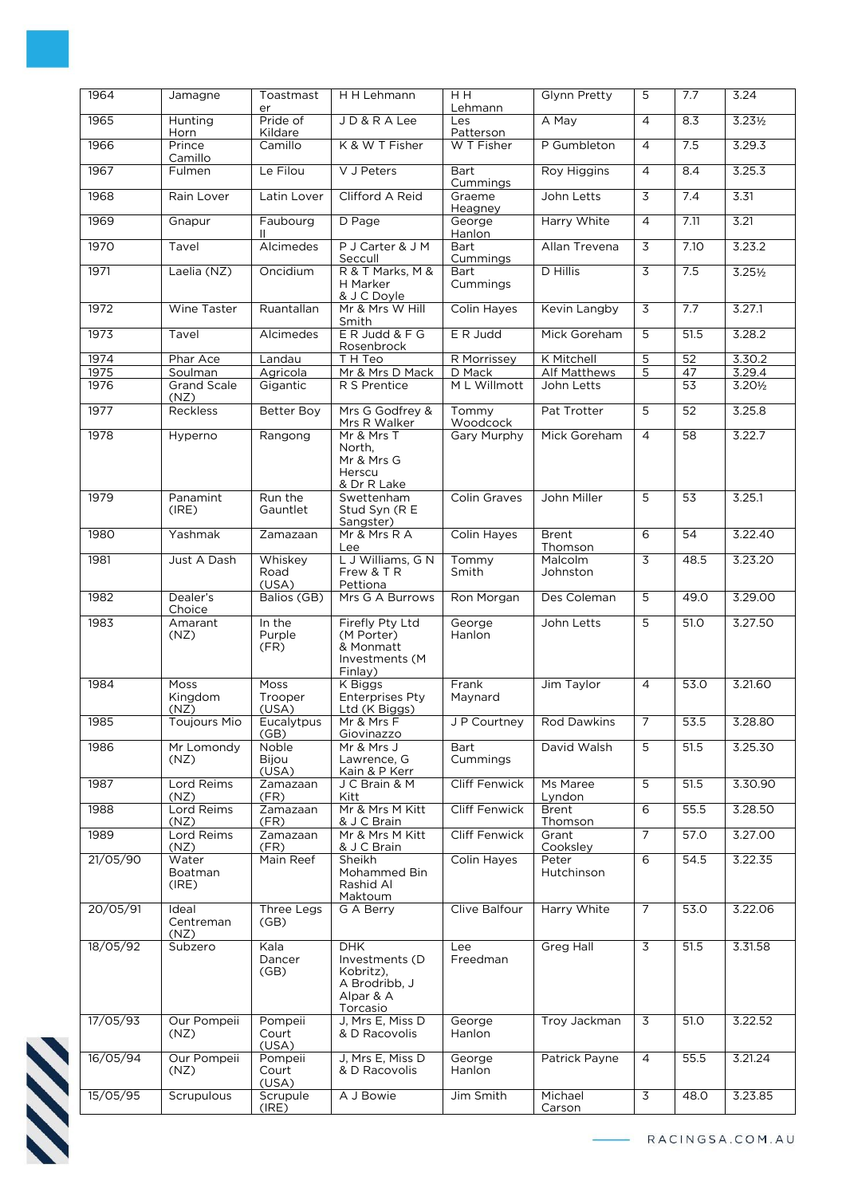| | | | | | | | | |
|---|---|---|---|---|---|---|---|---|
| 1964 | Jamagne | Toastmaster | H H Lehmann | H H Lehmann | Glynn Pretty | 5 | 7.7 | 3.24 |
| 1965 | Hunting Horn | Pride of Kildare | J D & R A Lee | Les Patterson | A May | 4 | 8.3 | 3.23½ |
| 1966 | Prince Camillo | Camillo | K & W T Fisher | W T Fisher | P Gumbleton | 4 | 7.5 | 3.29.3 |
| 1967 | Fulmen | Le Filou | V J Peters | Bart Cummings | Roy Higgins | 4 | 8.4 | 3.25.3 |
| 1968 | Rain Lover | Latin Lover | Clifford A Reid | Graeme Heagney | John Letts | 3 | 7.4 | 3.31 |
| 1969 | Gnapur | Faubourg II | D Page | George Hanlon | Harry White | 4 | 7.11 | 3.21 |
| 1970 | Tavel | Alcimedes | P J Carter & J M Seccull | Bart Cummings | Allan Trevena | 3 | 7.10 | 3.23.2 |
| 1971 | Laelia (NZ) | Oncidium | R & T Marks, M & H Marker & J C Doyle | Bart Cummings | D Hillis | 3 | 7.5 | 3.25½ |
| 1972 | Wine Taster | Ruantallan | Mr & Mrs W Hill Smith | Colin Hayes | Kevin Langby | 3 | 7.7 | 3.27.1 |
| 1973 | Tavel | Alcimedes | E R Judd & F G Rosenbrock | E R Judd | Mick Goreham | 5 | 51.5 | 3.28.2 |
| 1974 | Phar Ace | Landau | T H Teo | R Morrissey | K Mitchell | 5 | 52 | 3.30.2 |
| 1975 | Soulman | Agricola | Mr & Mrs D Mack | D Mack | Alf Matthews | 5 | 47 | 3.29.4 |
| 1976 | Grand Scale (NZ) | Gigantic | R S Prentice | M L Willmott | John Letts | | 53 | 3.20½ |
| 1977 | Reckless | Better Boy | Mrs G Godfrey & Mrs R Walker | Tommy Woodcock | Pat Trotter | 5 | 52 | 3.25.8 |
| 1978 | Hyperno | Rangong | Mr & Mrs T North, Mr & Mrs G Herscu & Dr R Lake | Gary Murphy | Mick Goreham | 4 | 58 | 3.22.7 |
| 1979 | Panamint (IRE) | Run the Gauntlet | Swettenham Stud Syn (R E Sangster) | Colin Graves | John Miller | 5 | 53 | 3.25.1 |
| 1980 | Yashmak | Zamazaan | Mr & Mrs R A Lee | Colin Hayes | Brent Thomson | 6 | 54 | 3.22.40 |
| 1981 | Just A Dash | Whiskey Road (USA) | L J Williams, G N Frew & T R Pettiona | Tommy Smith | Malcolm Johnston | 3 | 48.5 | 3.23.20 |
| 1982 | Dealer's Choice | Balios (GB) | Mrs G A Burrows | Ron Morgan | Des Coleman | 5 | 49.0 | 3.29.00 |
| 1983 | Amarant (NZ) | In the Purple (FR) | Firefly Pty Ltd (M Porter) & Monmatt Investments (M Finlay) | George Hanlon | John Letts | 5 | 51.0 | 3.27.50 |
| 1984 | Moss Kingdom (NZ) | Moss Trooper (USA) | K Biggs Enterprises Pty Ltd (K Biggs) | Frank Maynard | Jim Taylor | 4 | 53.0 | 3.21.60 |
| 1985 | Toujours Mio | Eucalyptus (GB) | Mr & Mrs F Giovinazzo | J P Courtney | Rod Dawkins | 7 | 53.5 | 3.28.80 |
| 1986 | Mr Lomondy (NZ) | Noble Bijou (USA) | Mr & Mrs J Lawrence, G Kain & P Kerr | Bart Cummings | David Walsh | 5 | 51.5 | 3.25.30 |
| 1987 | Lord Reims (NZ) | Zamazaan (FR) | J C Brain & M Kitt | Cliff Fenwick | Ms Maree Lyndon | 5 | 51.5 | 3.30.90 |
| 1988 | Lord Reims (NZ) | Zamazaan (FR) | Mr & Mrs M Kitt & J C Brain | Cliff Fenwick | Brent Thomson | 6 | 55.5 | 3.28.50 |
| 1989 | Lord Reims (NZ) | Zamazaan (FR) | Mr & Mrs M Kitt & J C Brain | Cliff Fenwick | Grant Cooksley | 7 | 57.0 | 3.27.00 |
| 21/05/90 | Water Boatman (IRE) | Main Reef | Sheikh Mohammed Bin Rashid Al Maktoum | Colin Hayes | Peter Hutchinson | 6 | 54.5 | 3.22.35 |
| 20/05/91 | Ideal Centreman (NZ) | Three Legs (GB) | G A Berry | Clive Balfour | Harry White | 7 | 53.0 | 3.22.06 |
| 18/05/92 | Subzero | Kala Dancer (GB) | DHK Investments (D Kobritz), A Brodribb, J Alpar & A Torcasio | Lee Freedman | Greg Hall | 3 | 51.5 | 3.31.58 |
| 17/05/93 | Our Pompeii (NZ) | Pompeii Court (USA) | J, Mrs E, Miss D & D Racovolis | George Hanlon | Troy Jackman | 3 | 51.0 | 3.22.52 |
| 16/05/94 | Our Pompeii (NZ) | Pompeii Court (USA) | J, Mrs E, Miss D & D Racovolis | George Hanlon | Patrick Payne | 4 | 55.5 | 3.21.24 |
| 15/05/95 | Scrupulous | Scrupule (IRE) | A J Bowie | Jim Smith | Michael Carson | 3 | 48.0 | 3.23.85 |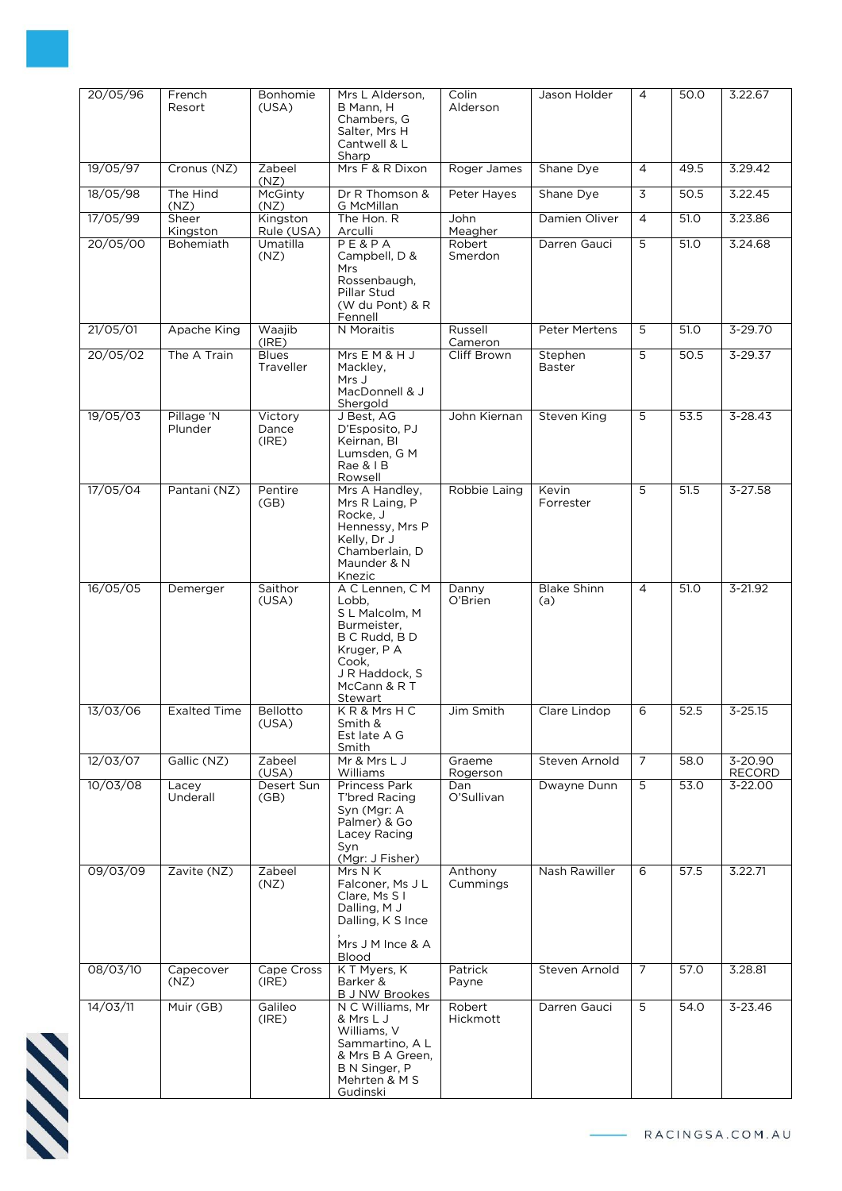| 20/05/96 | French Resort | Bonhomie (USA) | Mrs L Alderson, B Mann, H Chambers, G Salter, Mrs H Cantwell & L Sharp | Colin Alderson | Jason Holder | 4 | 50.0 | 3.22.67 |
|---|---|---|---|---|---|---|---|---|
| 19/05/97 | Cronus (NZ) | Zabeel (NZ) | Mrs F & R Dixon | Roger James | Shane Dye | 4 | 49.5 | 3.29.42 |
| 18/05/98 | The Hind (NZ) | McGinty (NZ) | Dr R Thomson & G McMillan | Peter Hayes | Shane Dye | 3 | 50.5 | 3.22.45 |
| 17/05/99 | Sheer Kingston | Kingston Rule (USA) | The Hon. R Arculli | John Meagher | Damien Oliver | 4 | 51.0 | 3.23.86 |
| 20/05/00 | Bohemiath | Umatilla (NZ) | P E & P A Campbell, D & Mrs Rossenbaugh, Pillar Stud (W du Pont) & R Fennell | Robert Smerdon | Darren Gauci | 5 | 51.0 | 3.24.68 |
| 21/05/01 | Apache King | Waajib (IRE) | N Moraitis | Russell Cameron | Peter Mertens | 5 | 51.0 | 3-29.70 |
| 20/05/02 | The A Train | Blues Traveller | Mrs E M & H J Mackley, Mrs J MacDonnell & J Shergold | Cliff Brown | Stephen Baster | 5 | 50.5 | 3-29.37 |
| 19/05/03 | Pillage 'N Plunder | Victory Dance (IRE) | J Best, AG D'Esposito, PJ Keirnan, BI Lumsden, G M Rae & I B Rowsell | John Kiernan | Steven King | 5 | 53.5 | 3-28.43 |
| 17/05/04 | Pantani (NZ) | Pentire (GB) | Mrs A Handley, Mrs R Laing, P Rocke, J Hennessy, Mrs P Kelly, Dr J Chamberlain, D Maunder & N Knezic | Robbie Laing | Kevin Forrester | 5 | 51.5 | 3-27.58 |
| 16/05/05 | Demerger | Saithor (USA) | A C Lennen, C M Lobb, S L Malcolm, M Burmeister, B C Rudd, B D Kruger, P A Cook, J R Haddock, S McCann & R T Stewart | Danny O'Brien | Blake Shinn (a) | 4 | 51.0 | 3-21.92 |
| 13/03/06 | Exalted Time | Bellotto (USA) | K R & Mrs H C Smith & Est late A G Smith | Jim Smith | Clare Lindop | 6 | 52.5 | 3-25.15 |
| 12/03/07 | Gallic (NZ) | Zabeel (USA) | Mr & Mrs L J Williams | Graeme Rogerson | Steven Arnold | 7 | 58.0 | 3-20.90 RECORD |
| 10/03/08 | Lacey Underall | Desert Sun (GB) | Princess Park T'bred Racing Syn (Mgr: A Palmer) & Go Lacey Racing Syn (Mgr: J Fisher) | Dan O'Sullivan | Dwayne Dunn | 5 | 53.0 | 3-22.00 |
| 09/03/09 | Zavite (NZ) | Zabeel (NZ) | Mrs N K Falconer, Ms J L Clare, Ms S I Dalling, M J Dalling, K S Ince, Mrs J M Ince & A Blood | Anthony Cummings | Nash Rawiller | 6 | 57.5 | 3.22.71 |
| 08/03/10 | Capecover (NZ) | Cape Cross (IRE) | K T Myers, K Barker & B J NW Brookes | Patrick Payne | Steven Arnold | 7 | 57.0 | 3.28.81 |
| 14/03/11 | Muir (GB) | Galileo (IRE) | N C Williams, Mr & Mrs L J Williams, V Sammartino, A L & Mrs B A Green, B N Singer, P Mehrten & M S Gudinski | Robert Hickmott | Darren Gauci | 5 | 54.0 | 3-23.46 |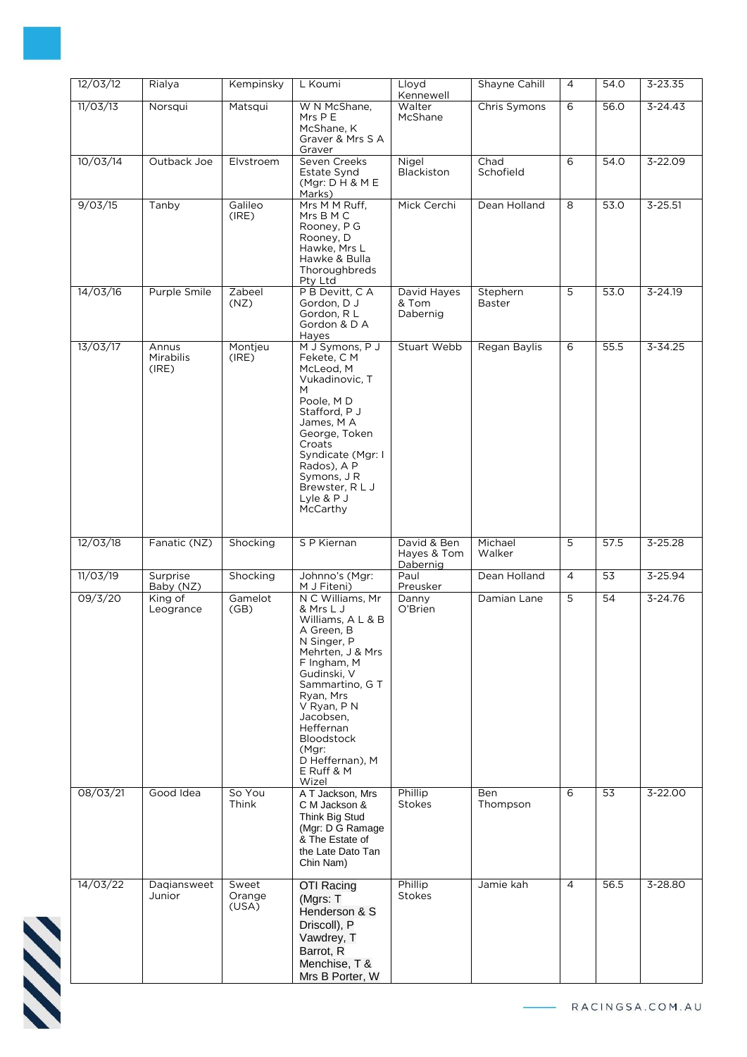| 12/03/12 | Rialya | Kempinsky | L Koumi | Lloyd Kennewell | Shayne Cahill | 4 | 54.0 | 3-23.35 |
|---|---|---|---|---|---|---|---|---|
| 11/03/13 | Norsqui | Matsqui | W N McShane, Mrs P E McShane, K Graver & Mrs S A Graver | Walter McShane | Chris Symons | 6 | 56.0 | 3-24.43 |
| 10/03/14 | Outback Joe | Elvstroem | Seven Creeks Estate Synd (Mgr: D H & M E Marks) | Nigel Blackiston | Chad Schofield | 6 | 54.0 | 3-22.09 |
| 9/03/15 | Tanby | Galileo (IRE) | Mrs M M Ruff, Mrs B M C Rooney, P G Rooney, D Hawke, Mrs L Hawke & Bulla Thoroughbreds Pty Ltd | Mick Cerchi | Dean Holland | 8 | 53.0 | 3-25.51 |
| 14/03/16 | Purple Smile | Zabeel (NZ) | P B Devitt, C A Gordon, D J Gordon, R L Gordon & D A Hayes | David Hayes & Tom Dabernig | Stephern Baster | 5 | 53.0 | 3-24.19 |
| 13/03/17 | Annus Mirabilis (IRE) | Montjeu (IRE) | M J Symons, P J Fekete, C M McLeod, M Vukadinovic, T M Poole, M D Stafford, P J James, M A George, Token Croats Syndicate (Mgr: I Rados), A P Symons, J R Brewster, R L J Lyle & P J McCarthy | Stuart Webb | Regan Baylis | 6 | 55.5 | 3-34.25 |
| 12/03/18 | Fanatic (NZ) | Shocking | S P Kiernan | David & Ben Hayes & Tom Dabernig | Michael Walker | 5 | 57.5 | 3-25.28 |
| 11/03/19 | Surprise Baby (NZ) | Shocking | Johnno's (Mgr: M J Fiteni) | Paul Preusker | Dean Holland | 4 | 53 | 3-25.94 |
| 09/3/20 | King of Leogrance | Gamelot (GB) | N C Williams, Mr & Mrs L J Williams, A L & B A Green, B N Singer, P Mehrten, J & Mrs F Ingham, M Gudinski, V Sammartino, G T Ryan, Mrs V Ryan, P N Jacobsen, Heffernan Bloodstock (Mgr: D Heffernan), M E Ruff & M Wizel | Danny O'Brien | Damian Lane | 5 | 54 | 3-24.76 |
| 08/03/21 | Good Idea | So You Think | A T Jackson, Mrs C M Jackson & Think Big Stud (Mgr: D G Ramage & The Estate of the Late Dato Tan Chin Nam) | Phillip Stokes | Ben Thompson | 6 | 53 | 3-22.00 |
| 14/03/22 | Daqiansweet Junior | Sweet Orange (USA) | OTI Racing (Mgrs: T Henderson & S Driscoll), P Vawdrey, T Barrot, R Menchise, T & Mrs B Porter, W | Phillip Stokes | Jamie kah | 4 | 56.5 | 3-28.80 |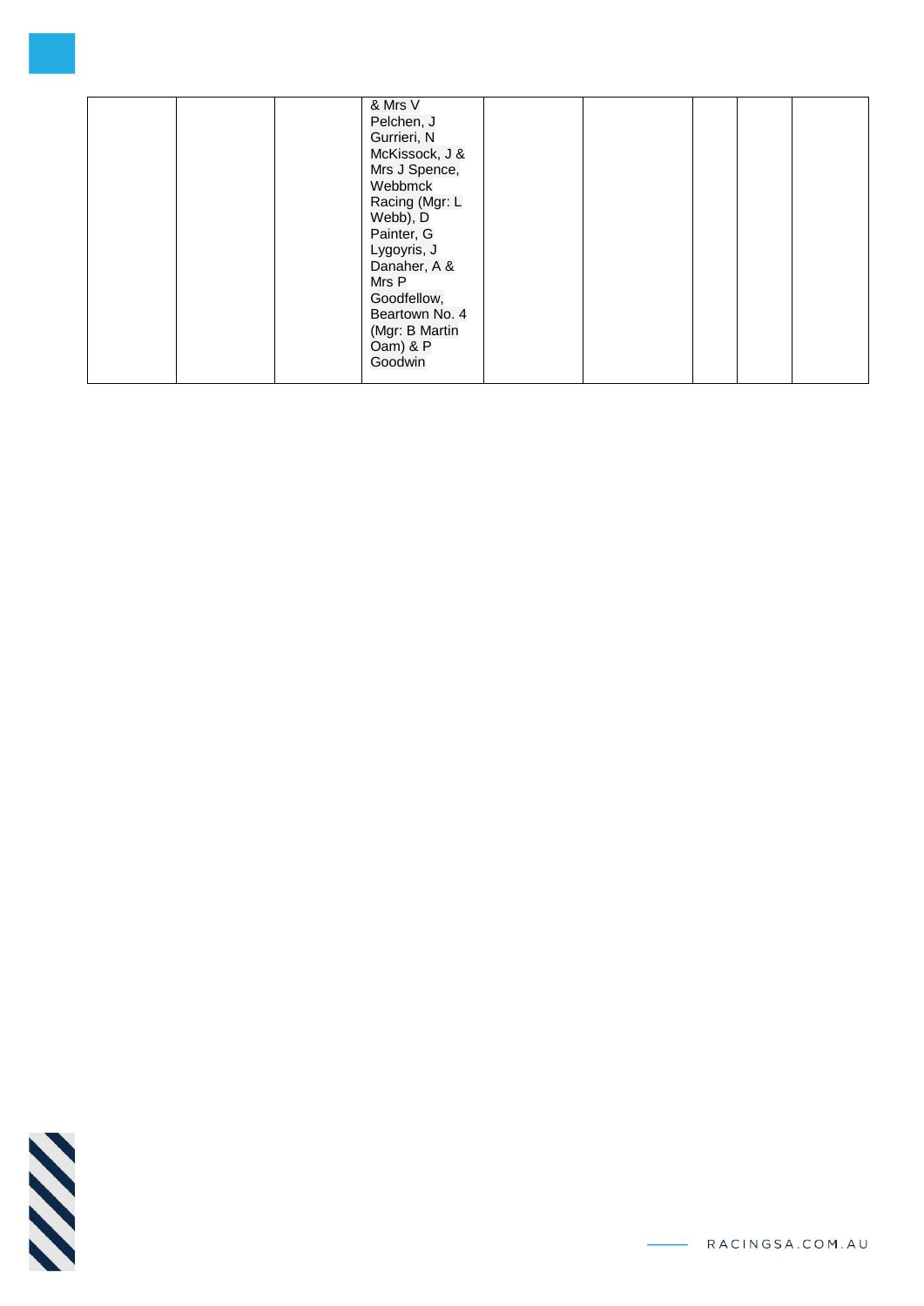| | | | | | | | | |
|---|---|---|---|---|---|---|---|---|
| | | | & Mrs V Pelchen, J Gurrieri, N McKissock, J & Mrs J Spence, Webbmck Racing (Mgr: L Webb), D Painter, G Lygoyris, J Danaher, A & Mrs P Goodfellow, Beartown No. 4 (Mgr: B Martin Oam) & P Goodwin | | | | | |